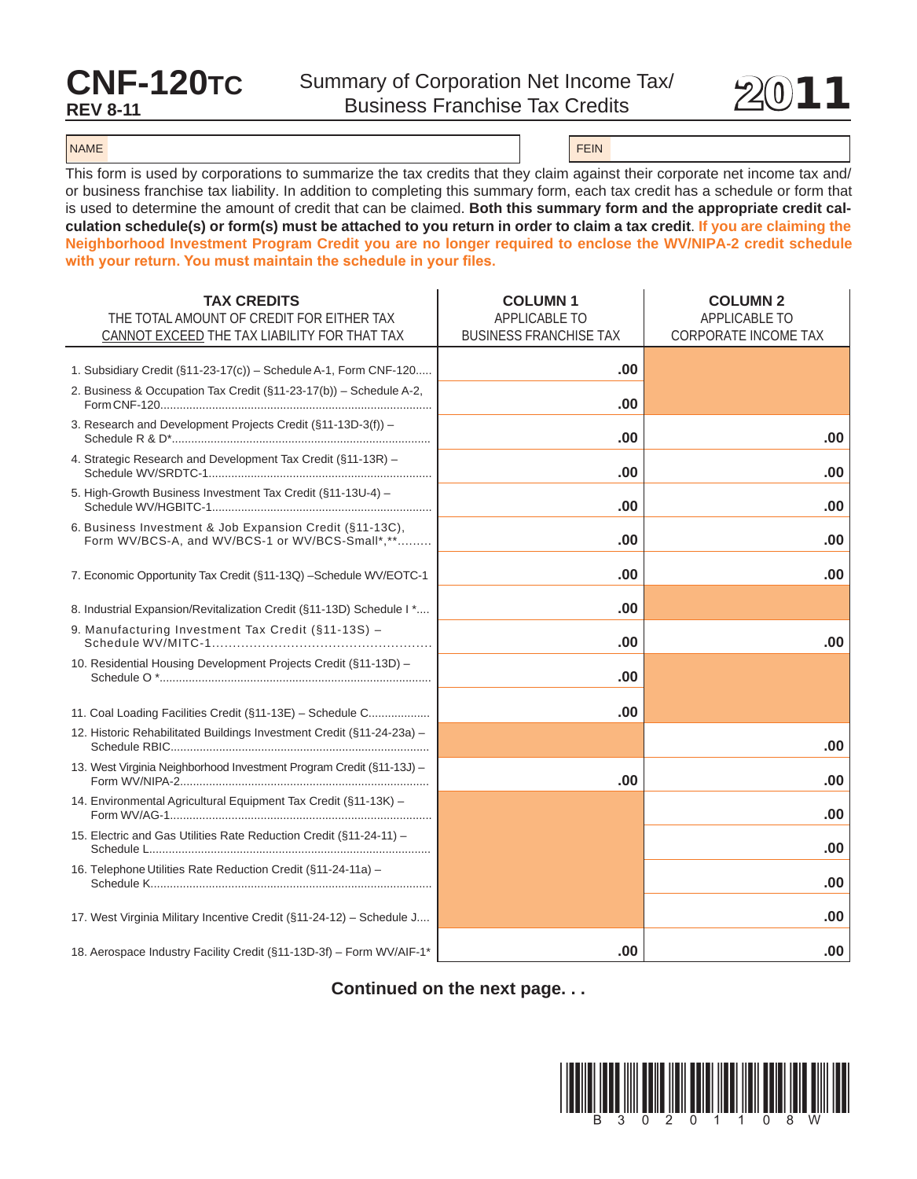# CNF-120TC

**REV 8-11**

## Summary of Corporation Net Income Tax/ Business Franchise Tax Credits

**2011**

| NAME | | FEIN | |
|---|---|---|---|

This form is used by corporations to summarize the tax credits that they claim against their corporate net income tax and/ or business franchise tax liability. In addition to completing this summary form, each tax credit has a schedule or form that is used to determine the amount of credit that can be claimed. **Both this summary form and the appropriate credit calculation schedule(s) or form(s) must be attached to you return in order to claim a tax credit**. **If you are claiming the Neighborhood Investment Program Credit you are no longer required to enclose the WV/NIPA-2 credit schedule with your return. You must maintain the schedule in your files.**

| **TAX CREDITS** THE TOTAL AMOUNT OF CREDIT FOR EITHER TAX CANNOT EXCEED THE TAX LIABILITY FOR THAT TAX | **COLUMN 1** APPLICABLE TO BUSINESS FRANCHISE TAX | **COLUMN 2** APPLICABLE TO CORPORATE INCOME TAX |
|---|---|---|
| 1. Subsidiary Credit (§11-23-17(c)) – Schedule A-1, Form CNF-120 | .00 | |
| 2. Business & Occupation Tax Credit (§11-23-17(b)) – Schedule A-2, Form CNF-120 | .00 | |
| 3. Research and Development Projects Credit (§11-13D-3(f)) – Schedule R & D* | .00 | .00 |
| 4. Strategic Research and Development Tax Credit (§11-13R) – Schedule WV/SRDTC-1 | .00 | .00 |
| 5. High-Growth Business Investment Tax Credit (§11-13U-4) – Schedule WV/HGBITC-1 | .00 | .00 |
| 6. Business Investment & Job Expansion Credit (§11-13C), Form WV/BCS-A, and WV/BCS-1 or WV/BCS-Small*,** | .00 | .00 |
| 7. Economic Opportunity Tax Credit (§11-13Q) –Schedule WV/EOTC-1 | .00 | .00 |
| 8. Industrial Expansion/Revitalization Credit (§11-13D) Schedule I * | .00 | |
| 9. Manufacturing Investment Tax Credit (§11-13S) – Schedule WV/MITC-1 | .00 | .00 |
| 10. Residential Housing Development Projects Credit (§11-13D) – Schedule O * | .00 | |
| 11. Coal Loading Facilities Credit (§11-13E) – Schedule C | .00 | |
| 12. Historic Rehabilitated Buildings Investment Credit (§11-24-23a) – Schedule RBIC | | .00 |
| 13. West Virginia Neighborhood Investment Program Credit (§11-13J) – Form WV/NIPA-2 | .00 | .00 |
| 14. Environmental Agricultural Equipment Tax Credit (§11-13K) – Form WV/AG-1 | | .00 |
| 15. Electric and Gas Utilities Rate Reduction Credit (§11-24-11) – Schedule L | | .00 |
| 16. Telephone Utilities Rate Reduction Credit (§11-24-11a) – Schedule K | | .00 |
| 17. West Virginia Military Incentive Credit (§11-24-12) – Schedule J | | .00 |
| 18. Aerospace Industry Facility Credit (§11-13D-3f) – Form WV/AIF-1* | .00 | .00 |

**Continued on the next page. . .**

B 3 0 2 0 1 1 0 8 W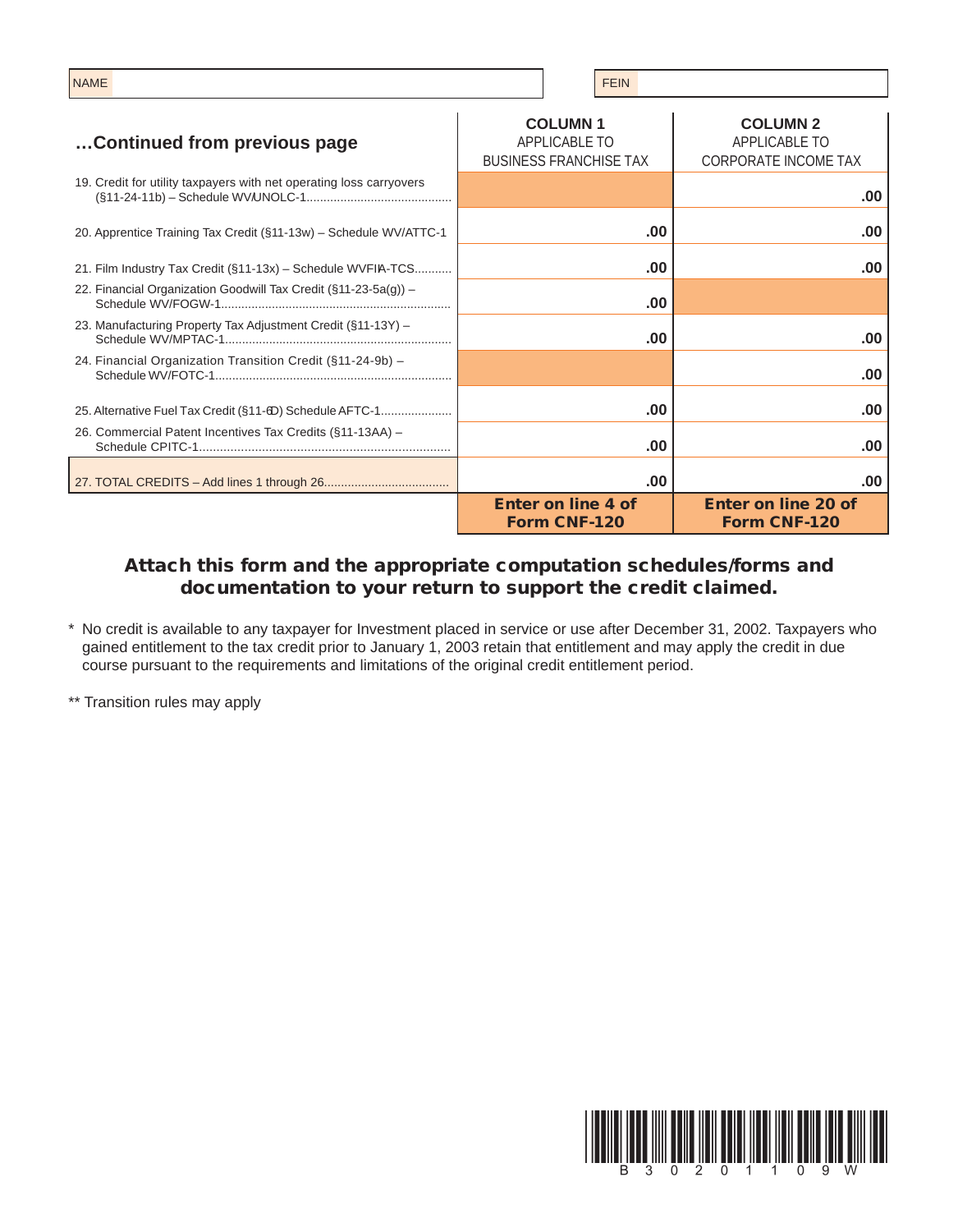| NAME | | FEIN | |
|---|---|---|---|

| **…Continued from previous page** | **COLUMN 1** APPLICABLE TO BUSINESS FRANCHISE TAX | **COLUMN 2** APPLICABLE TO CORPORATE INCOME TAX |
|---|---|---|
| 19. Credit for utility taxpayers with net operating loss carryovers (§11-24-11b) – Schedule WV/UNOLC-1 | | .00 |
| 20. Apprentice Training Tax Credit (§11-13w) – Schedule WV/ATTC-1 | .00 | .00 |
| 21. Film Industry Tax Credit (§11-13x) – Schedule WVFIA-TCS | .00 | .00 |
| 22. Financial Organization Goodwill Tax Credit (§11-23-5a(g)) – Schedule WV/FOGW-1 | .00 | |
| 23. Manufacturing Property Tax Adjustment Credit (§11-13Y) – Schedule WV/MPTAC-1 | .00 | .00 |
| 24. Financial Organization Transition Credit (§11-24-9b) – Schedule WV/FOTC-1 | | .00 |
| 25. Alternative Fuel Tax Credit (§11-6D) Schedule AFTC-1 | .00 | .00 |
| 26. Commercial Patent Incentives Tax Credits (§11-13AA) – Schedule CPITC-1 | .00 | .00 |
| 27. TOTAL CREDITS – Add lines 1 through 26 | .00 | .00 |
| | **Enter on line 4 of Form CNF-120** | **Enter on line 20 of Form CNF-120** |

**Attach this form and the appropriate computation schedules/forms and documentation to your return to support the credit claimed.**

\* No credit is available to any taxpayer for Investment placed in service or use after December 31, 2002. Taxpayers who gained entitlement to the tax credit prior to January 1, 2003 retain that entitlement and may apply the credit in due course pursuant to the requirements and limitations of the original credit entitlement period.

\*\* Transition rules may apply

B 3 0 2 0 1 1 0 9 W